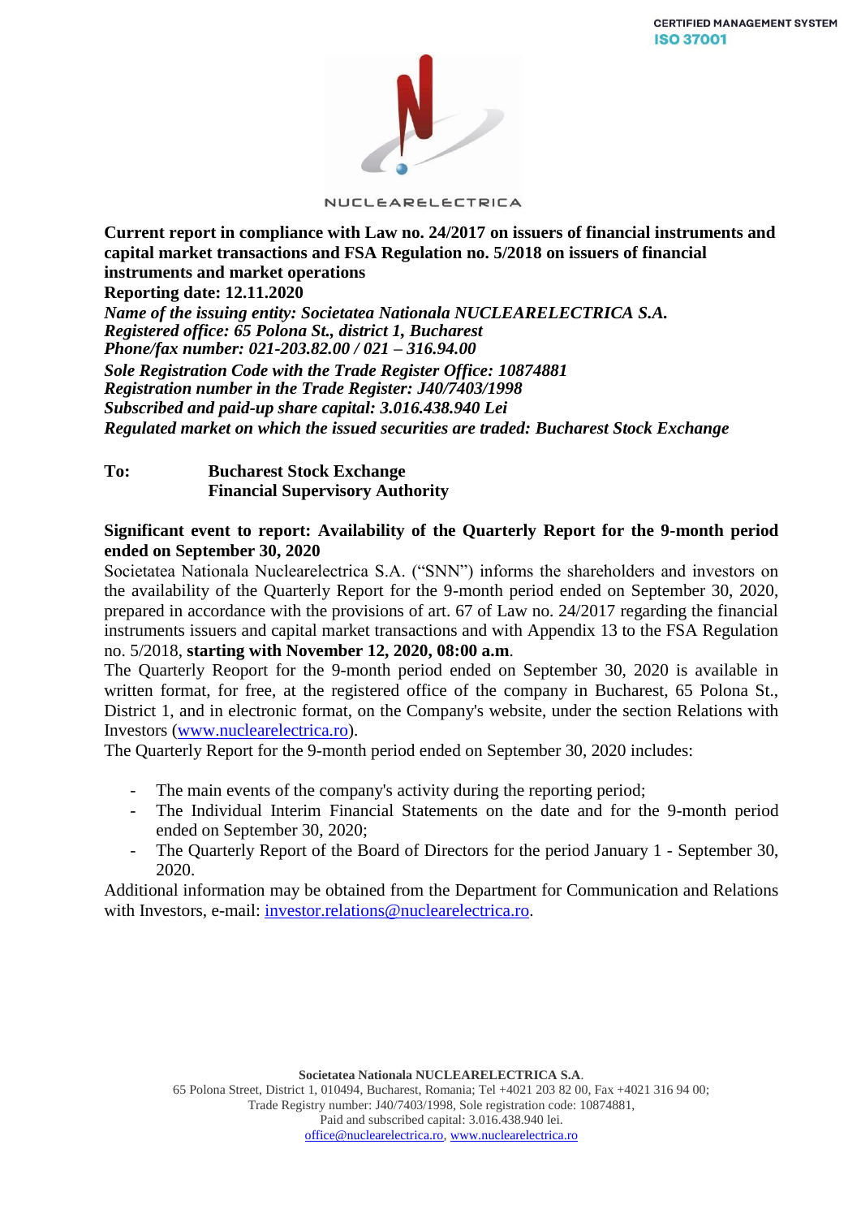CERTIFIED MANAGEMENT SYSTEM
ISO 37001

NUCLEARELECTRICA

**Current report in compliance with Law no. 24/2017 on issuers of financial instruments and capital market transactions and FSA Regulation no. 5/2018 on issuers of financial instruments and market operations**
**Reporting date: 12.11.2020**
***Name of the issuing entity: Societatea Nationala NUCLEARELECTRICA S.A.***
***Registered office: 65 Polona St., district 1, Bucharest***
***Phone/fax number: 021-203.82.00 / 021 – 316.94.00***
***Sole Registration Code with the Trade Register Office: 10874881***
***Registration number in the Trade Register: J40/7403/1998***
***Subscribed and paid-up share capital: 3.016.438.940 Lei***
***Regulated market on which the issued securities are traded: Bucharest Stock Exchange***

**To: Bucharest Stock Exchange**
**Financial Supervisory Authority**

**Significant event to report: Availability of the Quarterly Report for the 9-month period ended on September 30, 2020**

Societatea Nationala Nuclearelectrica S.A. ("SNN") informs the shareholders and investors on the availability of the Quarterly Report for the 9-month period ended on September 30, 2020, prepared in accordance with the provisions of art. 67 of Law no. 24/2017 regarding the financial instruments issuers and capital market transactions and with Appendix 13 to the FSA Regulation no. 5/2018, **starting with November 12, 2020, 08:00 a.m**.

The Quarterly Reoport for the 9-month period ended on September 30, 2020 is available in written format, for free, at the registered office of the company in Bucharest, 65 Polona St., District 1, and in electronic format, on the Company's website, under the section Relations with Investors (www.nuclearelectrica.ro).

The Quarterly Report for the 9-month period ended on September 30, 2020 includes:

- The main events of the company's activity during the reporting period;
- The Individual Interim Financial Statements on the date and for the 9-month period ended on September 30, 2020;
- The Quarterly Report of the Board of Directors for the period January 1 - September 30, 2020.

Additional information may be obtained from the Department for Communication and Relations with Investors, e-mail: investor.relations@nuclearelectrica.ro.

**Societatea Nationala NUCLEARELECTRICA S.A**.
65 Polona Street, District 1, 010494, Bucharest, Romania; Tel +4021 203 82 00, Fax +4021 316 94 00;
Trade Registry number: J40/7403/1998, Sole registration code: 10874881,
Paid and subscribed capital: 3.016.438.940 lei.
office@nuclearelectrica.ro, www.nuclearelectrica.ro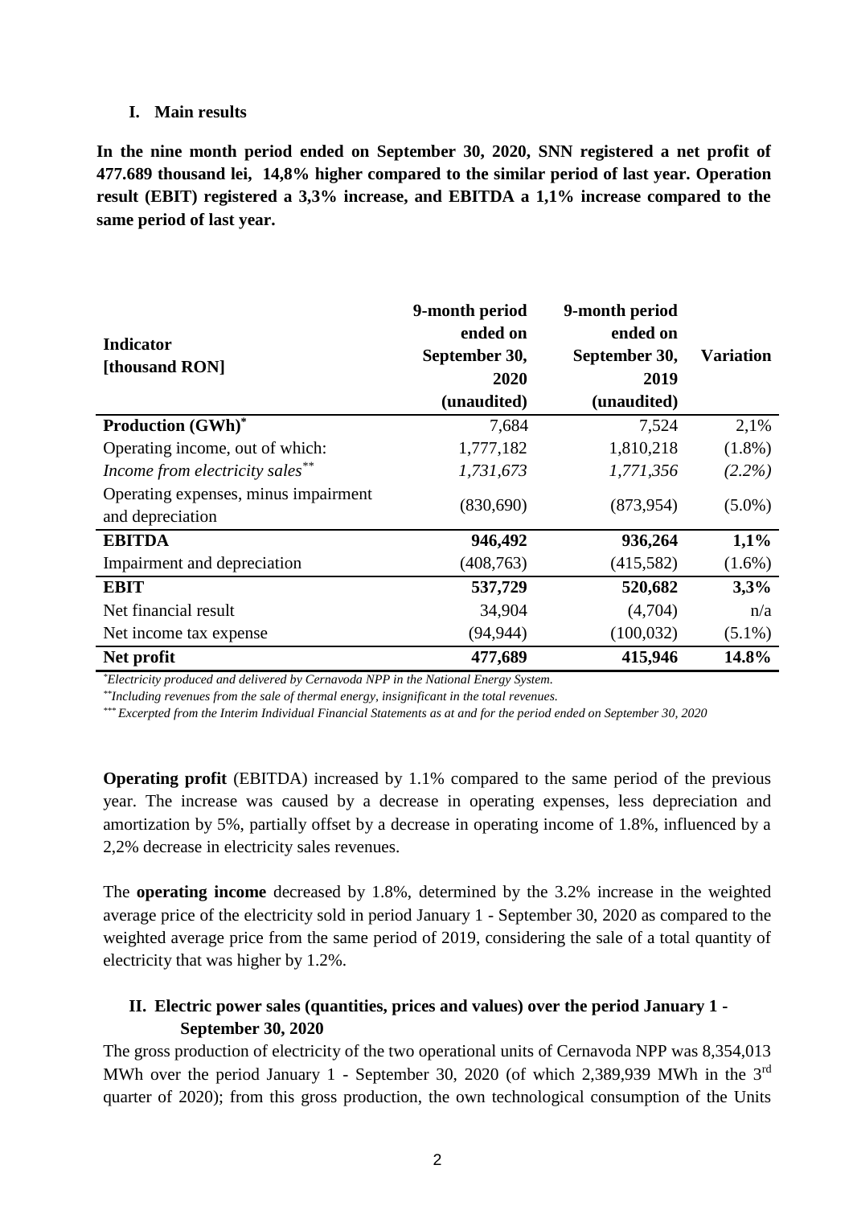## I. Main results

**In the nine month period ended on September 30, 2020, SNN registered a net profit of 477.689 thousand lei, 14,8% higher compared to the similar period of last year. Operation result (EBIT) registered a 3,3% increase, and EBITDA a 1,1% increase compared to the same period of last year.**

| Indicator [thousand RON] | 9-month period ended on September 30, 2020 (unaudited) | 9-month period ended on September 30, 2019 (unaudited) | Variation |
|---|---|---|---|
| **Production (GWh)*** | 7,684 | 7,524 | 2,1% |
| Operating income, out of which: | 1,777,182 | 1,810,218 | (1.8%) |
| *Income from electricity sales*** | *1,731,673* | *1,771,356* | *(2.2%)* |
| Operating expenses, minus impairment and depreciation | (830,690) | (873,954) | (5.0%) |
| **EBITDA** | **946,492** | **936,264** | **1,1%** |
| Impairment and depreciation | (408,763) | (415,582) | (1.6%) |
| **EBIT** | **537,729** | **520,682** | **3,3%** |
| Net financial result | 34,904 | (4,704) | n/a |
| Net income tax expense | (94,944) | (100,032) | (5.1%) |
| **Net profit** | **477,689** | **415,946** | **14.8%** |

*Electricity produced and delivered by Cernavoda NPP in the National Energy System.*

**Including revenues from the sale of thermal energy, insignificant in the total revenues.*

***Excerpted from the Interim Individual Financial Statements as at and for the period ended on September 30, 2020*

**Operating profit** (EBITDA) increased by 1.1% compared to the same period of the previous year. The increase was caused by a decrease in operating expenses, less depreciation and amortization by 5%, partially offset by a decrease in operating income of 1.8%, influenced by a 2,2% decrease in electricity sales revenues.

The **operating income** decreased by 1.8%, determined by the 3.2% increase in the weighted average price of the electricity sold in period January 1 - September 30, 2020 as compared to the weighted average price from the same period of 2019, considering the sale of a total quantity of electricity that was higher by 1.2%.

## II. Electric power sales (quantities, prices and values) over the period January 1 - September 30, 2020

The gross production of electricity of the two operational units of Cernavoda NPP was 8,354,013 MWh over the period January 1 - September 30, 2020 (of which 2,389,939 MWh in the 3rd quarter of 2020); from this gross production, the own technological consumption of the Units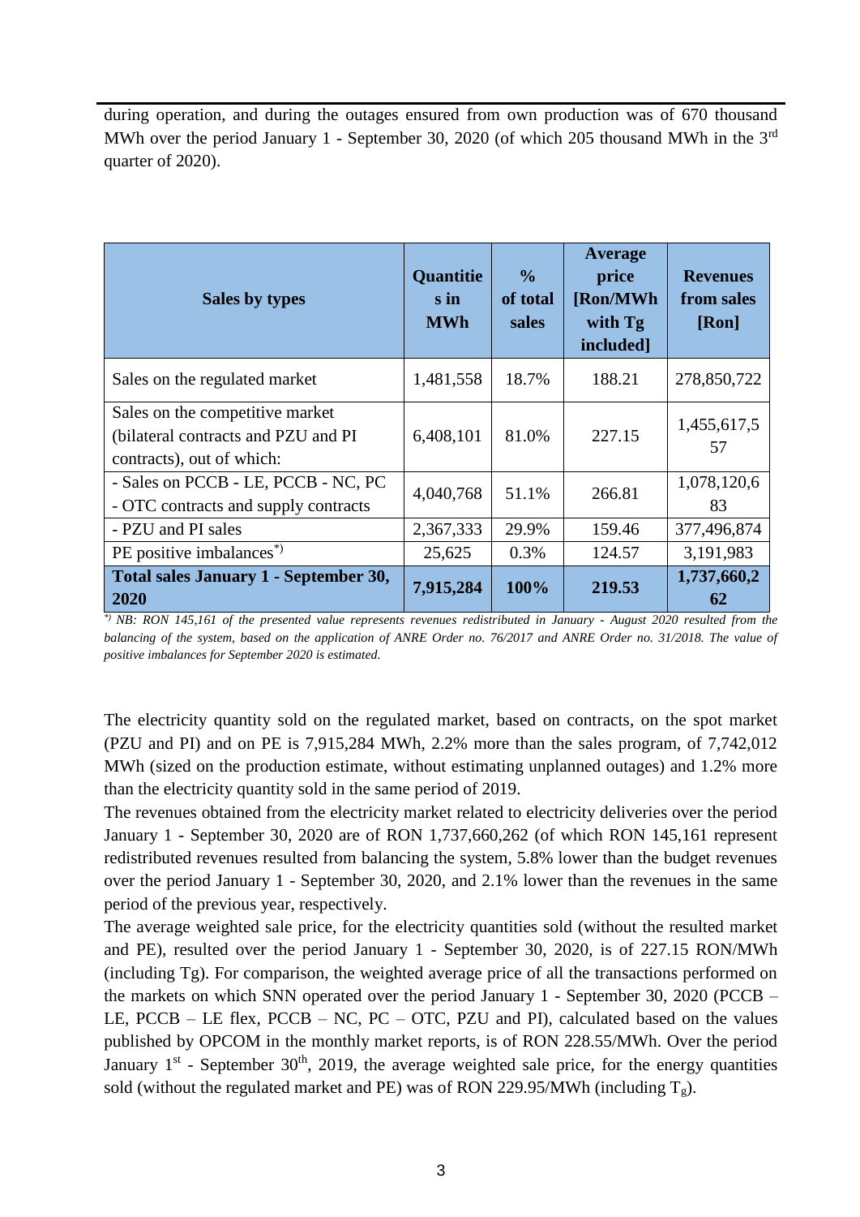during operation, and during the outages ensured from own production was of 670 thousand MWh over the period January 1 - September 30, 2020 (of which 205 thousand MWh in the 3rd quarter of 2020).

| Sales by types | Quantities in MWh | % of total sales | Average price [Ron/MWh with Tg included] | Revenues from sales [Ron] |
|---|---|---|---|---|
| Sales on the regulated market | 1,481,558 | 18.7% | 188.21 | 278,850,722 |
| Sales on the competitive market (bilateral contracts and PZU and PI contracts), out of which: | 6,408,101 | 81.0% | 227.15 | 1,455,617,557 |
| - Sales on PCCB - LE, PCCB - NC, PC - OTC contracts and supply contracts | 4,040,768 | 51.1% | 266.81 | 1,078,120,683 |
| - PZU and PI sales | 2,367,333 | 29.9% | 159.46 | 377,496,874 |
| PE positive imbalances*) | 25,625 | 0.3% | 124.57 | 3,191,983 |
| **Total sales January 1 - September 30, 2020** | **7,915,284** | **100%** | **219.53** | **1,737,660,262** |

*\*) NB: RON 145,161 of the presented value represents revenues redistributed in January - August 2020 resulted from the balancing of the system, based on the application of ANRE Order no. 76/2017 and ANRE Order no. 31/2018. The value of positive imbalances for September 2020 is estimated.*

The electricity quantity sold on the regulated market, based on contracts, on the spot market (PZU and PI) and on PE is 7,915,284 MWh, 2.2% more than the sales program, of 7,742,012 MWh (sized on the production estimate, without estimating unplanned outages) and 1.2% more than the electricity quantity sold in the same period of 2019.

The revenues obtained from the electricity market related to electricity deliveries over the period January 1 - September 30, 2020 are of RON 1,737,660,262 (of which RON 145,161 represent redistributed revenues resulted from balancing the system, 5.8% lower than the budget revenues over the period January 1 - September 30, 2020, and 2.1% lower than the revenues in the same period of the previous year, respectively.

The average weighted sale price, for the electricity quantities sold (without the resulted market and PE), resulted over the period January 1 - September 30, 2020, is of 227.15 RON/MWh (including Tg). For comparison, the weighted average price of all the transactions performed on the markets on which SNN operated over the period January 1 - September 30, 2020 (PCCB – LE, PCCB – LE flex, PCCB – NC, PC – OTC, PZU and PI), calculated based on the values published by OPCOM in the monthly market reports, is of RON 228.55/MWh. Over the period January 1st - September 30th, 2019, the average weighted sale price, for the energy quantities sold (without the regulated market and PE) was of RON 229.95/MWh (including $T_g$).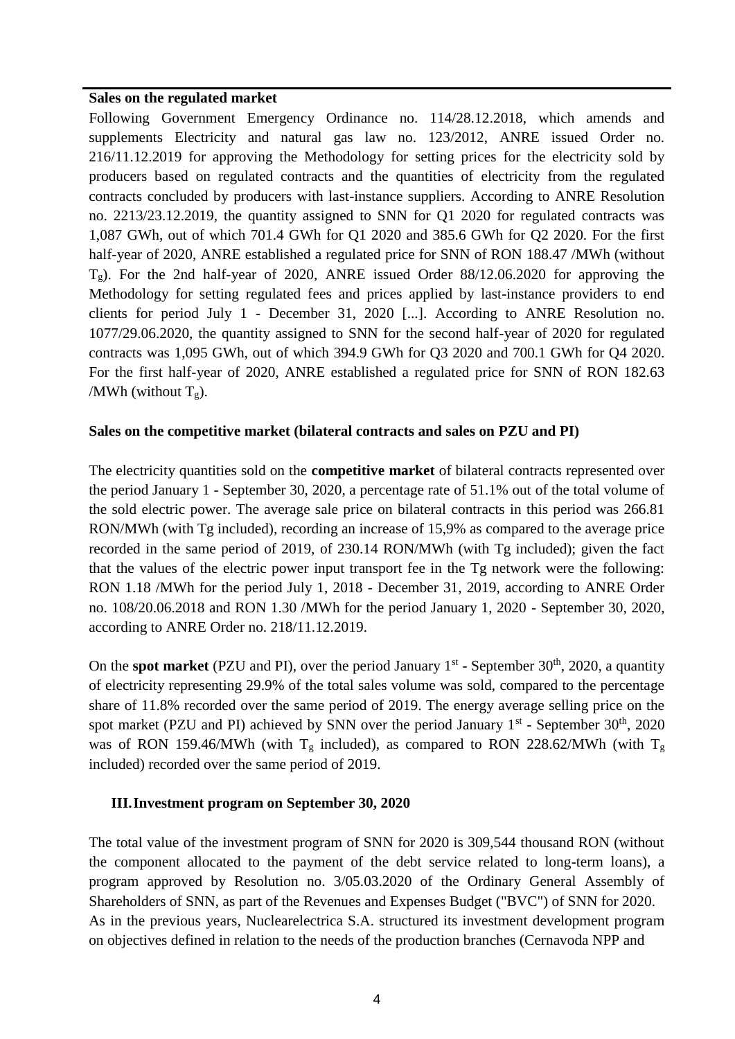**Sales on the regulated market**

Following Government Emergency Ordinance no. 114/28.12.2018, which amends and supplements Electricity and natural gas law no. 123/2012, ANRE issued Order no. 216/11.12.2019 for approving the Methodology for setting prices for the electricity sold by producers based on regulated contracts and the quantities of electricity from the regulated contracts concluded by producers with last-instance suppliers. According to ANRE Resolution no. 2213/23.12.2019, the quantity assigned to SNN for Q1 2020 for regulated contracts was 1,087 GWh, out of which 701.4 GWh for Q1 2020 and 385.6 GWh for Q2 2020. For the first half-year of 2020, ANRE established a regulated price for SNN of RON 188.47 /MWh (without $T_g$). For the 2nd half-year of 2020, ANRE issued Order 88/12.06.2020 for approving the Methodology for setting regulated fees and prices applied by last-instance providers to end clients for period July 1 - December 31, 2020 [...]. According to ANRE Resolution no. 1077/29.06.2020, the quantity assigned to SNN for the second half-year of 2020 for regulated contracts was 1,095 GWh, out of which 394.9 GWh for Q3 2020 and 700.1 GWh for Q4 2020. For the first half-year of 2020, ANRE established a regulated price for SNN of RON 182.63 /MWh (without $T_g$).

**Sales on the competitive market (bilateral contracts and sales on PZU and PI)**

The electricity quantities sold on the **competitive market** of bilateral contracts represented over the period January 1 - September 30, 2020, a percentage rate of 51.1% out of the total volume of the sold electric power. The average sale price on bilateral contracts in this period was 266.81 RON/MWh (with Tg included), recording an increase of 15,9% as compared to the average price recorded in the same period of 2019, of 230.14 RON/MWh (with Tg included); given the fact that the values of the electric power input transport fee in the Tg network were the following: RON 1.18 /MWh for the period July 1, 2018 - December 31, 2019, according to ANRE Order no. 108/20.06.2018 and RON 1.30 /MWh for the period January 1, 2020 - September 30, 2020, according to ANRE Order no. 218/11.12.2019.

On the **spot market** (PZU and PI), over the period January 1st - September 30th, 2020, a quantity of electricity representing 29.9% of the total sales volume was sold, compared to the percentage share of 11.8% recorded over the same period of 2019. The energy average selling price on the spot market (PZU and PI) achieved by SNN over the period January 1st - September 30th, 2020 was of RON 159.46/MWh (with $T_g$ included), as compared to RON 228.62/MWh (with $T_g$ included) recorded over the same period of 2019.

## III. Investment program on September 30, 2020

The total value of the investment program of SNN for 2020 is 309,544 thousand RON (without the component allocated to the payment of the debt service related to long-term loans), a program approved by Resolution no. 3/05.03.2020 of the Ordinary General Assembly of Shareholders of SNN, as part of the Revenues and Expenses Budget ("BVC") of SNN for 2020.
As in the previous years, Nuclearelectrica S.A. structured its investment development program on objectives defined in relation to the needs of the production branches (Cernavoda NPP and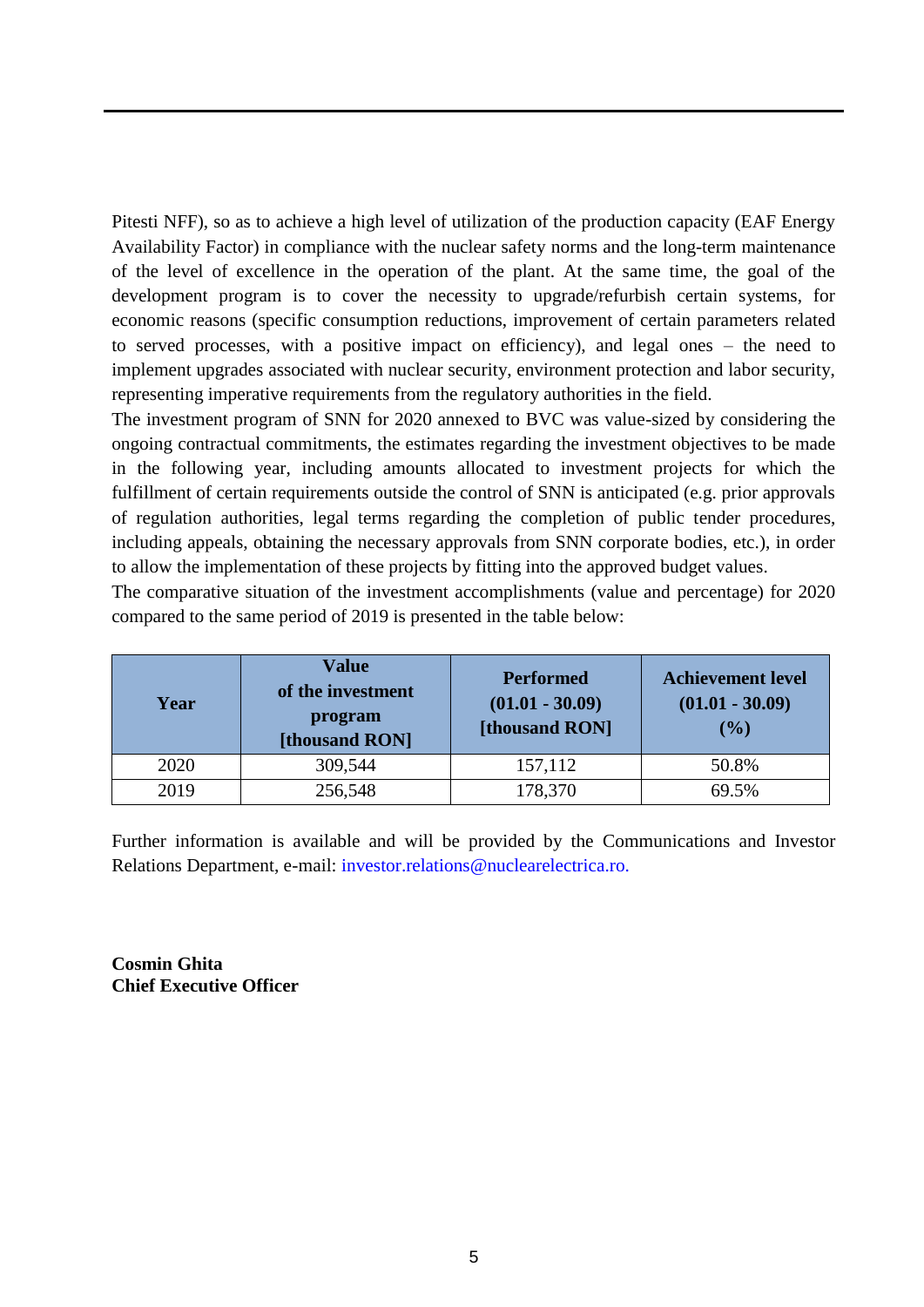Pitesti NFF), so as to achieve a high level of utilization of the production capacity (EAF Energy Availability Factor) in compliance with the nuclear safety norms and the long-term maintenance of the level of excellence in the operation of the plant. At the same time, the goal of the development program is to cover the necessity to upgrade/refurbish certain systems, for economic reasons (specific consumption reductions, improvement of certain parameters related to served processes, with a positive impact on efficiency), and legal ones – the need to implement upgrades associated with nuclear security, environment protection and labor security, representing imperative requirements from the regulatory authorities in the field.

The investment program of SNN for 2020 annexed to BVC was value-sized by considering the ongoing contractual commitments, the estimates regarding the investment objectives to be made in the following year, including amounts allocated to investment projects for which the fulfillment of certain requirements outside the control of SNN is anticipated (e.g. prior approvals of regulation authorities, legal terms regarding the completion of public tender procedures, including appeals, obtaining the necessary approvals from SNN corporate bodies, etc.), in order to allow the implementation of these projects by fitting into the approved budget values.

The comparative situation of the investment accomplishments (value and percentage) for 2020 compared to the same period of 2019 is presented in the table below:

| Year | Value of the investment program [thousand RON] | Performed (01.01 - 30.09) [thousand RON] | Achievement level (01.01 - 30.09) (%) |
|---|---|---|---|
| 2020 | 309,544 | 157,112 | 50.8% |
| 2019 | 256,548 | 178,370 | 69.5% |

Further information is available and will be provided by the Communications and Investor Relations Department, e-mail: investor.relations@nuclearelectrica.ro.

**Cosmin Ghita**
**Chief Executive Officer**